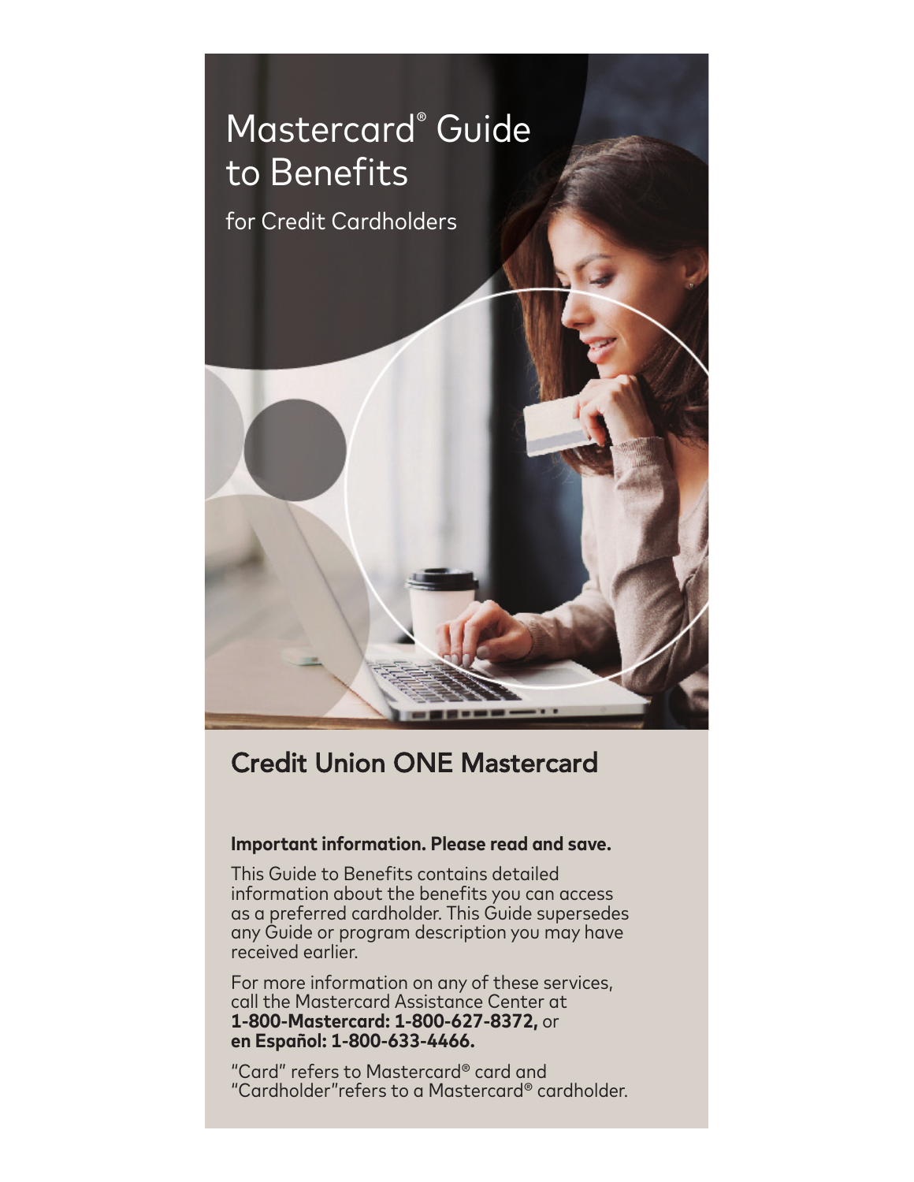# Mastercard® Guide to Benefits

for Credit Cardholders

## Credit Union ONE Mastercard

**Important information. Please read and save.**

This Guide to Benefits contains detailed information about the benefits you can access as a preferred cardholder. This Guide supersedes any Guide or program description you may have received earlier.

For more information on any of these services, call the Mastercard Assistance Center at **1-800-Mastercard: 1-800-627-8372,** or **en Español: 1-800-633-4466.**

"Card" refers to Mastercard® card and "Cardholder"refers to a Mastercard® cardholder.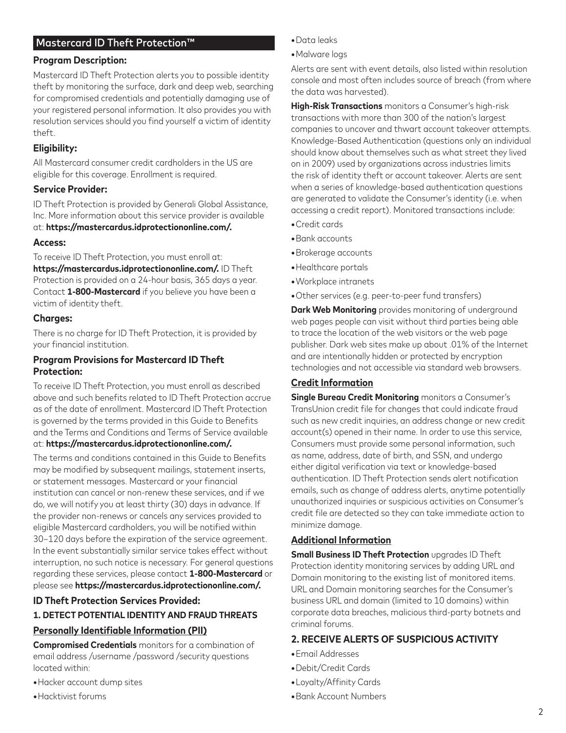## Mastercard ID Theft Protection™

### Program Description:

Mastercard ID Theft Protection alerts you to possible identity theft by monitoring the surface, dark and deep web, searching for compromised credentials and potentially damaging use of your registered personal information. It also provides you with resolution services should you find yourself a victim of identity theft.

### Eligibility:

All Mastercard consumer credit cardholders in the US are eligible for this coverage. Enrollment is required.

### Service Provider:

ID Theft Protection is provided by Generali Global Assistance, Inc. More information about this service provider is available at: **https://mastercardus.idprotectiononline.com/.**

### Access:

To receive ID Theft Protection, you must enroll at: **https://mastercardus.idprotectiononline.com/.** ID Theft Protection is provided on a 24-hour basis, 365 days a year. Contact **1-800-Mastercard** if you believe you have been a victim of identity theft.

### Charges:

There is no charge for ID Theft Protection, it is provided by your financial institution.

### Program Provisions for Mastercard ID Theft Protection:

To receive ID Theft Protection, you must enroll as described above and such benefits related to ID Theft Protection accrue as of the date of enrollment. Mastercard ID Theft Protection is governed by the terms provided in this Guide to Benefits and the Terms and Conditions and Terms of Service available at: **https://mastercardus.idprotectiononline.com/.**

The terms and conditions contained in this Guide to Benefits may be modified by subsequent mailings, statement inserts, or statement messages. Mastercard or your financial institution can cancel or non-renew these services, and if we do, we will notify you at least thirty (30) days in advance. If the provider non-renews or cancels any services provided to eligible Mastercard cardholders, you will be notified within 30–120 days before the expiration of the service agreement. In the event substantially similar service takes effect without interruption, no such notice is necessary. For general questions regarding these services, please contact **1-800-Mastercard** or please see **https://mastercardus.idprotectiononline.com/.**

### ID Theft Protection Services Provided:

#### 1. DETECT POTENTIAL IDENTITY AND FRAUD THREATS

#### Personally Identifiable Information (PII)

**Compromised Credentials** monitors for a combination of email address /username /password /security questions located within:

- Hacker account dump sites
- Hacktivist forums
- Data leaks
- Malware logs

Alerts are sent with event details, also listed within resolution console and most often includes source of breach (from where the data was harvested).

**High-Risk Transactions** monitors a Consumer's high-risk transactions with more than 300 of the nation's largest companies to uncover and thwart account takeover attempts. Knowledge-Based Authentication (questions only an individual should know about themselves such as what street they lived on in 2009) used by organizations across industries limits the risk of identity theft or account takeover. Alerts are sent when a series of knowledge-based authentication questions are generated to validate the Consumer's identity (i.e. when accessing a credit report). Monitored transactions include:

- Credit cards
- Bank accounts
- Brokerage accounts
- Healthcare portals
- Workplace intranets
- Other services (e.g. peer-to-peer fund transfers)

**Dark Web Monitoring** provides monitoring of underground web pages people can visit without third parties being able to trace the location of the web visitors or the web page publisher. Dark web sites make up about .01% of the Internet and are intentionally hidden or protected by encryption technologies and not accessible via standard web browsers.

#### Credit Information

**Single Bureau Credit Monitoring** monitors a Consumer's TransUnion credit file for changes that could indicate fraud such as new credit inquiries, an address change or new credit account(s) opened in their name. In order to use this service, Consumers must provide some personal information, such as name, address, date of birth, and SSN, and undergo either digital verification via text or knowledge-based authentication. ID Theft Protection sends alert notification emails, such as change of address alerts, anytime potentially unauthorized inquiries or suspicious activities on Consumer's credit file are detected so they can take immediate action to minimize damage.

#### Additional Information

**Small Business ID Theft Protection** upgrades ID Theft Protection identity monitoring services by adding URL and Domain monitoring to the existing list of monitored items. URL and Domain monitoring searches for the Consumer's business URL and domain (limited to 10 domains) within corporate data breaches, malicious third-party botnets and criminal forums.

#### 2. RECEIVE ALERTS OF SUSPICIOUS ACTIVITY

- Email Addresses
- Debit/Credit Cards
- Loyalty/Affinity Cards
- Bank Account Numbers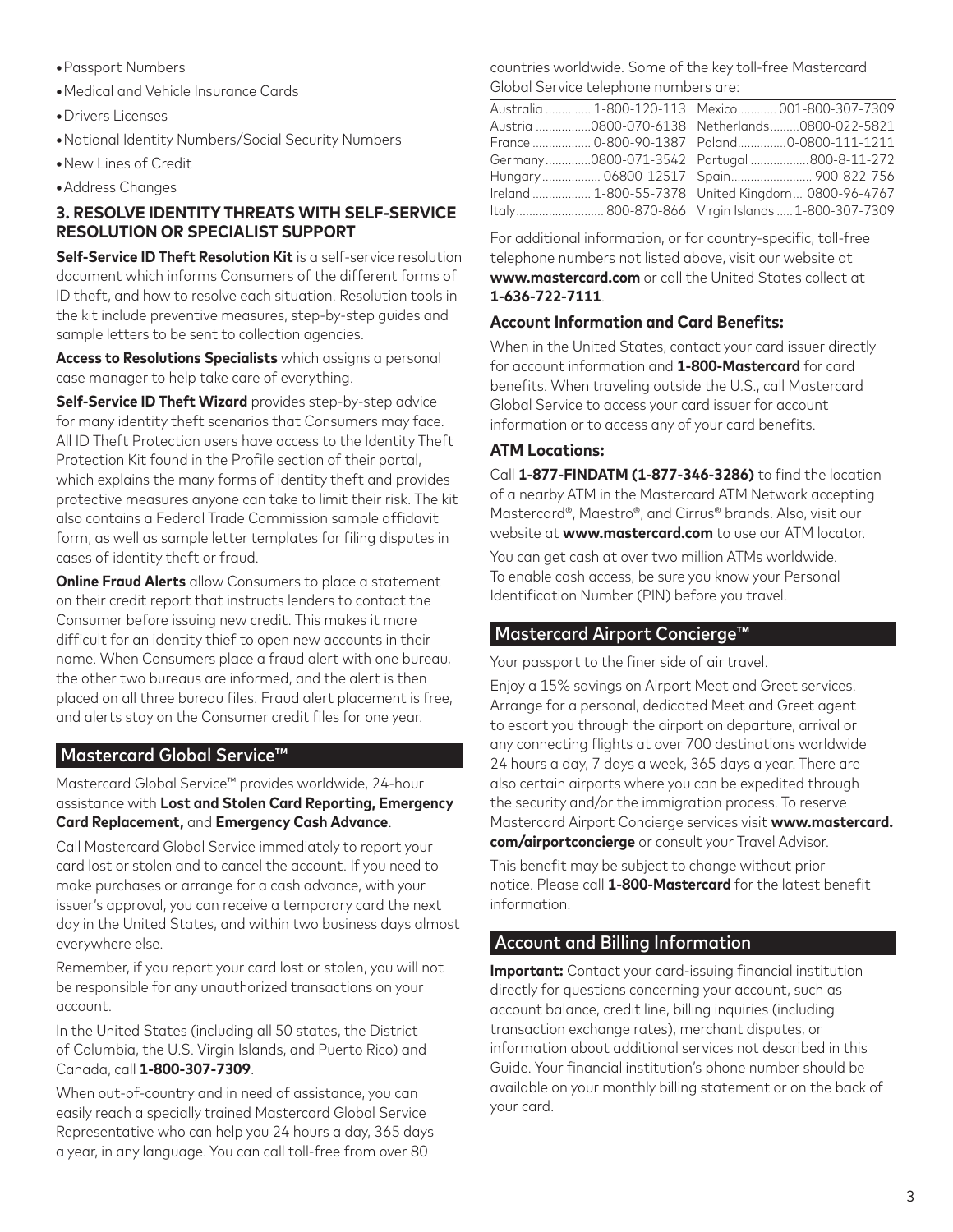- Passport Numbers
- Medical and Vehicle Insurance Cards
- Drivers Licenses
- National Identity Numbers/Social Security Numbers
- New Lines of Credit
- Address Changes

### 3. RESOLVE IDENTITY THREATS WITH SELF-SERVICE RESOLUTION OR SPECIALIST SUPPORT

**Self-Service ID Theft Resolution Kit** is a self-service resolution document which informs Consumers of the different forms of ID theft, and how to resolve each situation. Resolution tools in the kit include preventive measures, step-by-step guides and sample letters to be sent to collection agencies.

**Access to Resolutions Specialists** which assigns a personal case manager to help take care of everything.

**Self-Service ID Theft Wizard** provides step-by-step advice for many identity theft scenarios that Consumers may face. All ID Theft Protection users have access to the Identity Theft Protection Kit found in the Profile section of their portal, which explains the many forms of identity theft and provides protective measures anyone can take to limit their risk. The kit also contains a Federal Trade Commission sample affidavit form, as well as sample letter templates for filing disputes in cases of identity theft or fraud.

**Online Fraud Alerts** allow Consumers to place a statement on their credit report that instructs lenders to contact the Consumer before issuing new credit. This makes it more difficult for an identity thief to open new accounts in their name. When Consumers place a fraud alert with one bureau, the other two bureaus are informed, and the alert is then placed on all three bureau files. Fraud alert placement is free, and alerts stay on the Consumer credit files for one year.

## Mastercard Global Service™

Mastercard Global Service™ provides worldwide, 24-hour assistance with **Lost and Stolen Card Reporting, Emergency Card Replacement,** and **Emergency Cash Advance**.

Call Mastercard Global Service immediately to report your card lost or stolen and to cancel the account. If you need to make purchases or arrange for a cash advance, with your issuer's approval, you can receive a temporary card the next day in the United States, and within two business days almost everywhere else.

Remember, if you report your card lost or stolen, you will not be responsible for any unauthorized transactions on your account.

In the United States (including all 50 states, the District of Columbia, the U.S. Virgin Islands, and Puerto Rico) and Canada, call **1-800-307-7309**.

When out-of-country and in need of assistance, you can easily reach a specially trained Mastercard Global Service Representative who can help you 24 hours a day, 365 days a year, in any language. You can call toll-free from over 80 countries worldwide. Some of the key toll-free Mastercard Global Service telephone numbers are:

| Country | Number | Country | Number |
|---|---|---|---|
| Australia | 1-800-120-113 | Mexico | 001-800-307-7309 |
| Austria | 0800-070-6138 | Netherlands | 0800-022-5821 |
| France | 0-800-90-1387 | Poland | 0-0800-111-1211 |
| Germany | 0800-071-3542 | Portugal | 800-8-11-272 |
| Hungary | 06800-12517 | Spain | 900-822-756 |
| Ireland | 1-800-55-7378 | United Kingdom | 0800-96-4767 |
| Italy | 800-870-866 | Virgin Islands | 1-800-307-7309 |

For additional information, or for country-specific, toll-free telephone numbers not listed above, visit our website at **www.mastercard.com** or call the United States collect at **1-636-722-7111**.

### Account Information and Card Benefits:

When in the United States, contact your card issuer directly for account information and **1-800-Mastercard** for card benefits. When traveling outside the U.S., call Mastercard Global Service to access your card issuer for account information or to access any of your card benefits.

### ATM Locations:

Call **1-877-FINDATM (1-877-346-3286)** to find the location of a nearby ATM in the Mastercard ATM Network accepting Mastercard®, Maestro®, and Cirrus® brands. Also, visit our website at **www.mastercard.com** to use our ATM locator.

You can get cash at over two million ATMs worldwide. To enable cash access, be sure you know your Personal Identification Number (PIN) before you travel.

## Mastercard Airport Concierge™

Your passport to the finer side of air travel.

Enjoy a 15% savings on Airport Meet and Greet services. Arrange for a personal, dedicated Meet and Greet agent to escort you through the airport on departure, arrival or any connecting flights at over 700 destinations worldwide 24 hours a day, 7 days a week, 365 days a year. There are also certain airports where you can be expedited through the security and/or the immigration process. To reserve Mastercard Airport Concierge services visit **www.mastercard.com/airportconcierge** or consult your Travel Advisor.

This benefit may be subject to change without prior notice. Please call **1-800-Mastercard** for the latest benefit information.

## Account and Billing Information

**Important:** Contact your card-issuing financial institution directly for questions concerning your account, such as account balance, credit line, billing inquiries (including transaction exchange rates), merchant disputes, or information about additional services not described in this Guide. Your financial institution's phone number should be available on your monthly billing statement or on the back of your card.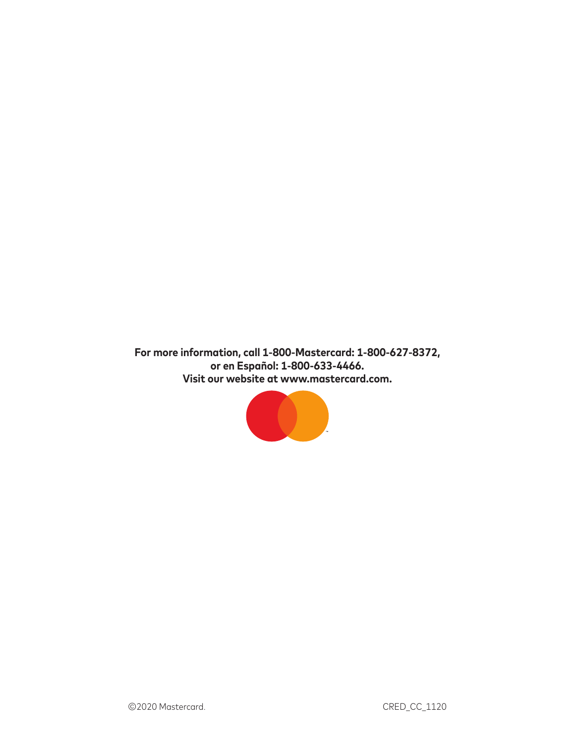**For more information, call 1-800-Mastercard: 1-800-627-8372,**
**or en Español: 1-800-633-4466.**
**Visit our website at www.mastercard.com.**

©2020 Mastercard.

CRED_CC_1120